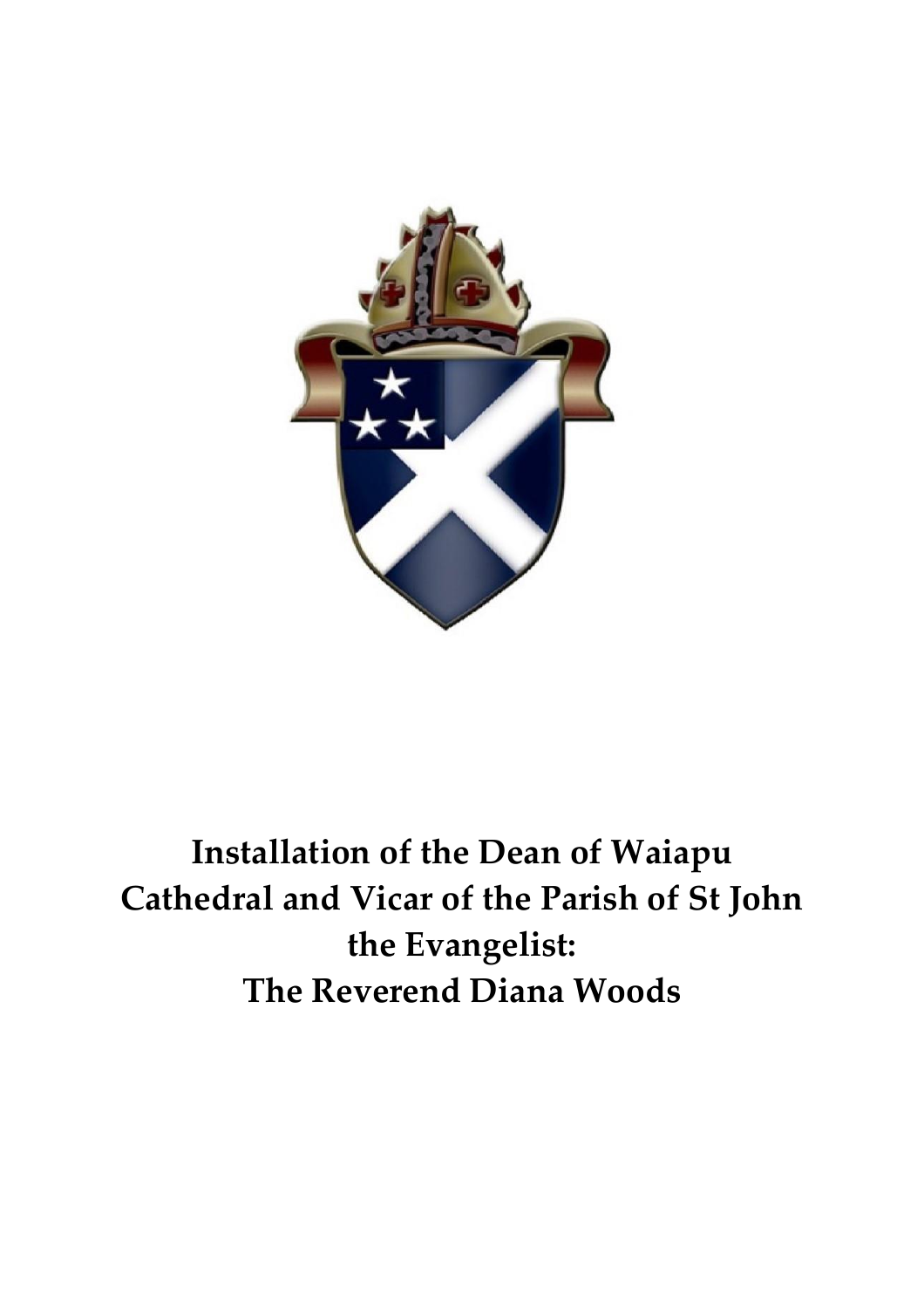# Installation of the Dean of Waiapu Cathedral and Vicar of the Parish of St John the Evangelist: The Reverend Diana Woods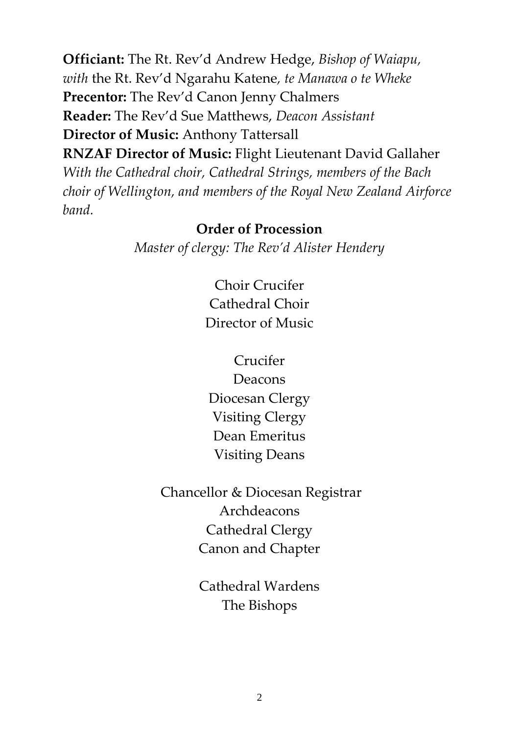**Officiant:** The Rt. Rev'd Andrew Hedge, *Bishop of Waiapu*, *with* the Rt. Rev'd Ngarahu Katene, *te Manawa o te Wheke*
**Precentor:** The Rev'd Canon Jenny Chalmers
**Reader:** The Rev'd Sue Matthews, *Deacon Assistant*
**Director of Music:** Anthony Tattersall
**RNZAF Director of Music:** Flight Lieutenant David Gallaher
*With the Cathedral choir, Cathedral Strings, members of the Bach choir of Wellington, and members of the Royal New Zealand Airforce band.*

## Order of Procession

*Master of clergy: The Rev'd Alister Hendery*

Choir Crucifer
Cathedral Choir
Director of Music

Crucifer
Deacons
Diocesan Clergy
Visiting Clergy
Dean Emeritus
Visiting Deans

Chancellor & Diocesan Registrar
Archdeacons
Cathedral Clergy
Canon and Chapter

Cathedral Wardens
The Bishops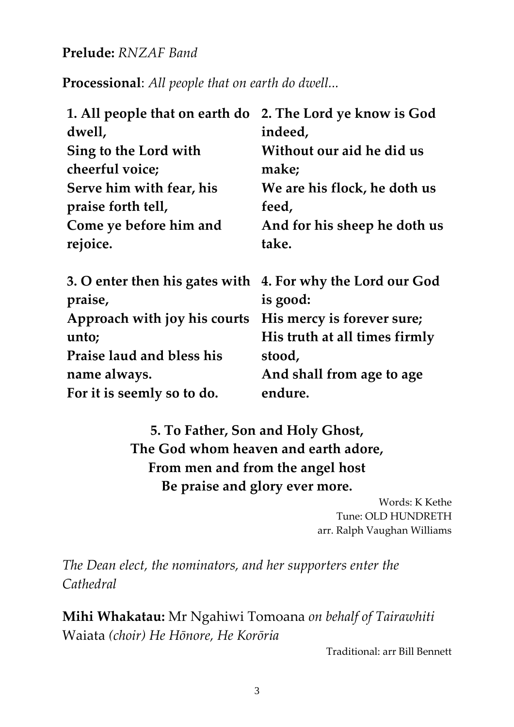**Prelude:** *RNZAF Band*

**Processional**: *All people that on earth do dwell...*

**1. All people that on earth do dwell,**
**Sing to the Lord with cheerful voice;**
**Serve him with fear, his praise forth tell,**
**Come ye before him and rejoice.**

**2. The Lord ye know is God indeed,**
**Without our aid he did us make;**
**We are his flock, he doth us feed,**
**And for his sheep he doth us take.**

**3. O enter then his gates with praise,**
**Approach with joy his courts unto;**
**Praise laud and bless his name always.**
**For it is seemly so to do.**

**4. For why the Lord our God is good:**
**His mercy is forever sure;**
**His truth at all times firmly stood,**
**And shall from age to age endure.**

**5. To Father, Son and Holy Ghost,**
**The God whom heaven and earth adore,**
**From men and from the angel host**
**Be praise and glory ever more.**

Words: K Kethe
Tune: OLD HUNDRETH
arr. Ralph Vaughan Williams

*The Dean elect, the nominators, and her supporters enter the Cathedral*

**Mihi Whakatau:** Mr Ngahiwi Tomoana *on behalf of Tairawhiti*
Waiata *(choir) He Hōnore, He Korōria*

Traditional: arr Bill Bennett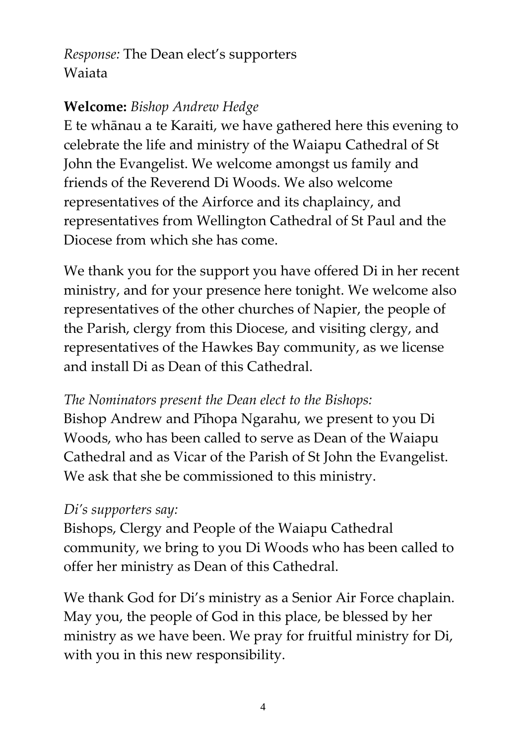*Response:* The Dean elect's supporters
Waiata

**Welcome:** *Bishop Andrew Hedge*
E te whānau a te Karaiti, we have gathered here this evening to celebrate the life and ministry of the Waiapu Cathedral of St John the Evangelist. We welcome amongst us family and friends of the Reverend Di Woods. We also welcome representatives of the Airforce and its chaplaincy, and representatives from Wellington Cathedral of St Paul and the Diocese from which she has come.

We thank you for the support you have offered Di in her recent ministry, and for your presence here tonight. We welcome also representatives of the other churches of Napier, the people of the Parish, clergy from this Diocese, and visiting clergy, and representatives of the Hawkes Bay community, as we license and install Di as Dean of this Cathedral.

*The Nominators present the Dean elect to the Bishops:*
Bishop Andrew and Pīhopa Ngarahu, we present to you Di Woods, who has been called to serve as Dean of the Waiapu Cathedral and as Vicar of the Parish of St John the Evangelist. We ask that she be commissioned to this ministry.

*Di's supporters say:*
Bishops, Clergy and People of the Waiapu Cathedral community, we bring to you Di Woods who has been called to offer her ministry as Dean of this Cathedral.

We thank God for Di's ministry as a Senior Air Force chaplain. May you, the people of God in this place, be blessed by her ministry as we have been. We pray for fruitful ministry for Di, with you in this new responsibility.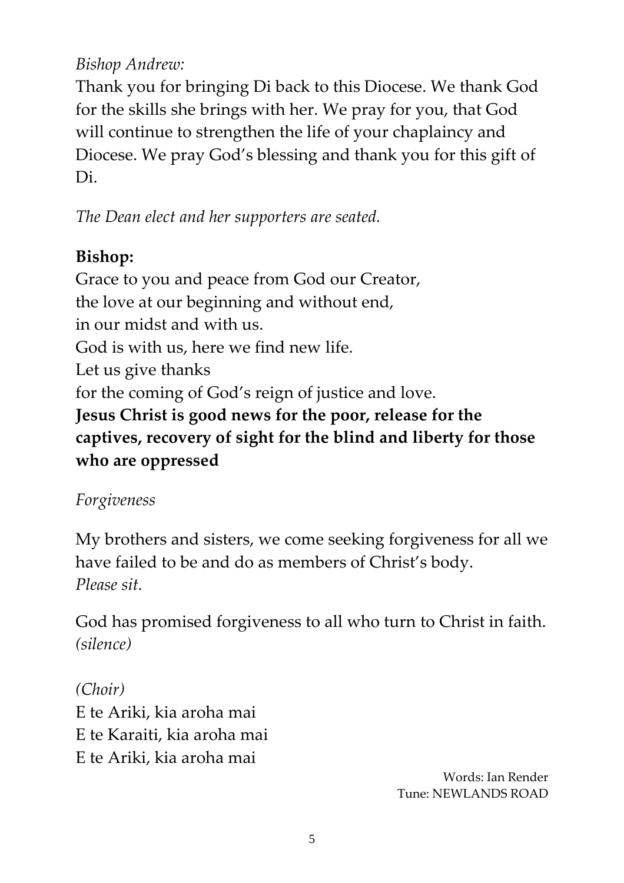*Bishop Andrew:*
Thank you for bringing Di back to this Diocese. We thank God for the skills she brings with her. We pray for you, that God will continue to strengthen the life of your chaplaincy and Diocese. We pray God's blessing and thank you for this gift of Di.

*The Dean elect and her supporters are seated.*

**Bishop:**
Grace to you and peace from God our Creator,
the love at our beginning and without end,
in our midst and with us.
God is with us, here we find new life.
Let us give thanks
for the coming of God's reign of justice and love.
**Jesus Christ is good news for the poor, release for the captives, recovery of sight for the blind and liberty for those who are oppressed**

*Forgiveness*

My brothers and sisters, we come seeking forgiveness for all we have failed to be and do as members of Christ's body.
*Please sit.*

God has promised forgiveness to all who turn to Christ in faith.
*(silence)*

*(Choir)*
E te Ariki, kia aroha mai
E te Karaiti, kia aroha mai
E te Ariki, kia aroha mai

Words: Ian Render
Tune: NEWLANDS ROAD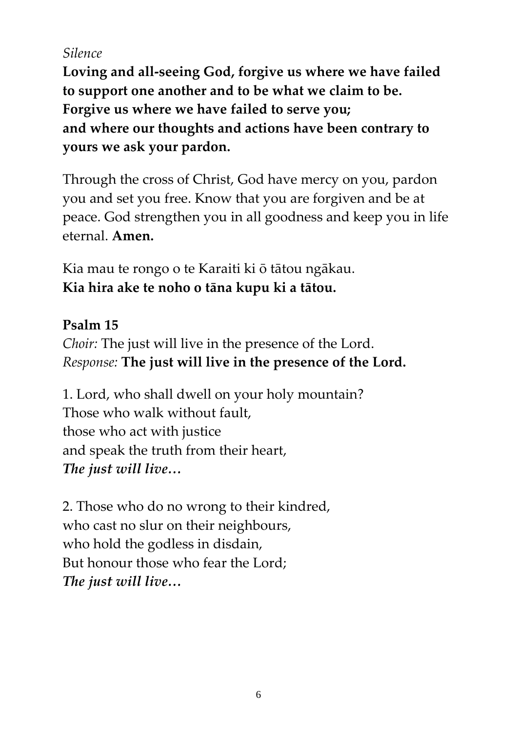*Silence*

**Loving and all-seeing God, forgive us where we have failed to support one another and to be what we claim to be. Forgive us where we have failed to serve you; and where our thoughts and actions have been contrary to yours we ask your pardon.**

Through the cross of Christ, God have mercy on you, pardon you and set you free. Know that you are forgiven and be at peace. God strengthen you in all goodness and keep you in life eternal. **Amen.**

Kia mau te rongo o te Karaiti ki ō tātou ngākau.
**Kia hira ake te noho o tāna kupu ki a tātou.**

**Psalm 15**

*Choir:* The just will live in the presence of the Lord.
*Response:* **The just will live in the presence of the Lord.**

1. Lord, who shall dwell on your holy mountain?
Those who walk without fault,
those who act with justice
and speak the truth from their heart,
***The just will live…***

2. Those who do no wrong to their kindred,
who cast no slur on their neighbours,
who hold the godless in disdain,
But honour those who fear the Lord;
***The just will live…***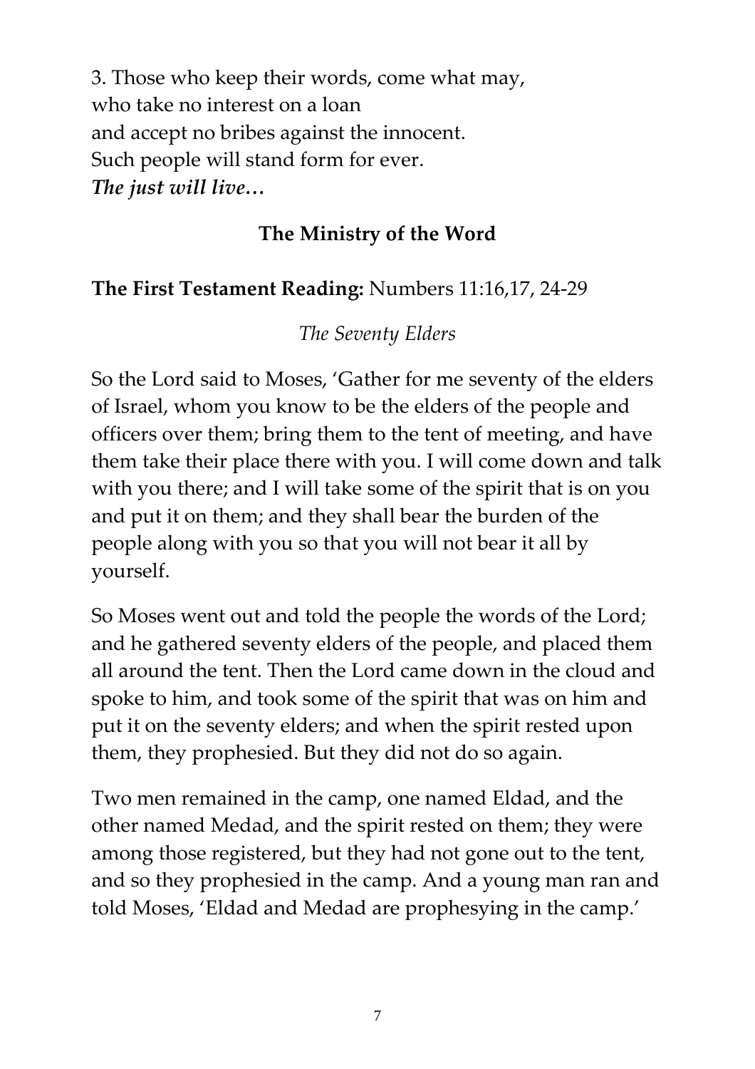3. Those who keep their words, come what may,
who take no interest on a loan
and accept no bribes against the innocent.
Such people will stand form for ever.
***The just will live…***

## The Ministry of the Word

**The First Testament Reading:** Numbers 11:16,17, 24-29

*The Seventy Elders*

So the Lord said to Moses, 'Gather for me seventy of the elders of Israel, whom you know to be the elders of the people and officers over them; bring them to the tent of meeting, and have them take their place there with you. I will come down and talk with you there; and I will take some of the spirit that is on you and put it on them; and they shall bear the burden of the people along with you so that you will not bear it all by yourself.

So Moses went out and told the people the words of the Lord; and he gathered seventy elders of the people, and placed them all around the tent. Then the Lord came down in the cloud and spoke to him, and took some of the spirit that was on him and put it on the seventy elders; and when the spirit rested upon them, they prophesied. But they did not do so again.

Two men remained in the camp, one named Eldad, and the other named Medad, and the spirit rested on them; they were among those registered, but they had not gone out to the tent, and so they prophesied in the camp. And a young man ran and told Moses, 'Eldad and Medad are prophesying in the camp.'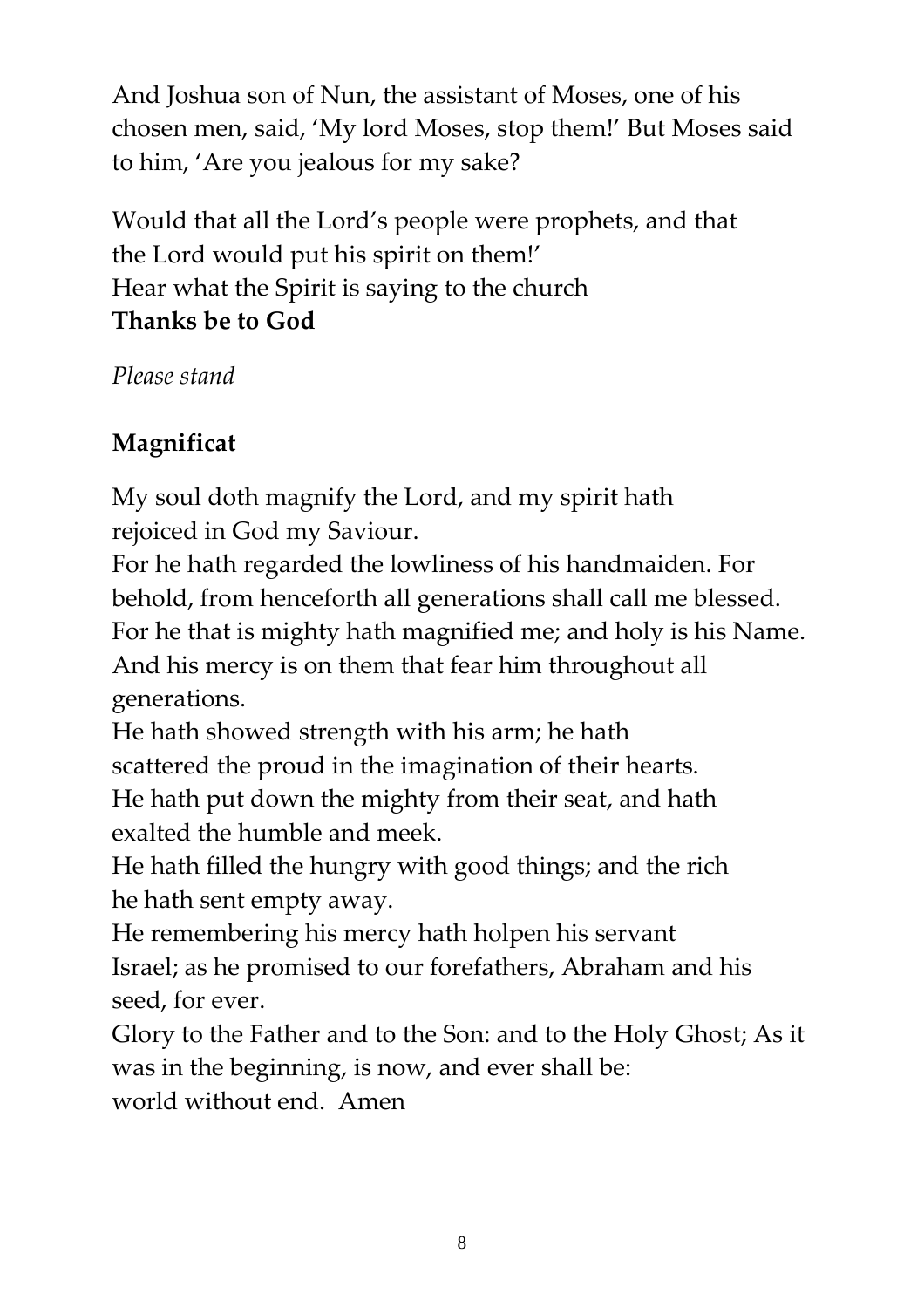And Joshua son of Nun, the assistant of Moses, one of his chosen men, said, 'My lord Moses, stop them!' But Moses said to him, 'Are you jealous for my sake?

Would that all the Lord's people were prophets, and that the Lord would put his spirit on them!'
Hear what the Spirit is saying to the church
**Thanks be to God**

*Please stand*

**Magnificat**

My soul doth magnify the Lord, and my spirit hath rejoiced in God my Saviour.
For he hath regarded the lowliness of his handmaiden. For behold, from henceforth all generations shall call me blessed.
For he that is mighty hath magnified me; and holy is his Name.
And his mercy is on them that fear him throughout all generations.
He hath showed strength with his arm; he hath scattered the proud in the imagination of their hearts.
He hath put down the mighty from their seat, and hath exalted the humble and meek.
He hath filled the hungry with good things; and the rich he hath sent empty away.
He remembering his mercy hath holpen his servant Israel; as he promised to our forefathers, Abraham and his seed, for ever.
Glory to the Father and to the Son: and to the Holy Ghost; As it was in the beginning, is now, and ever shall be:
world without end. Amen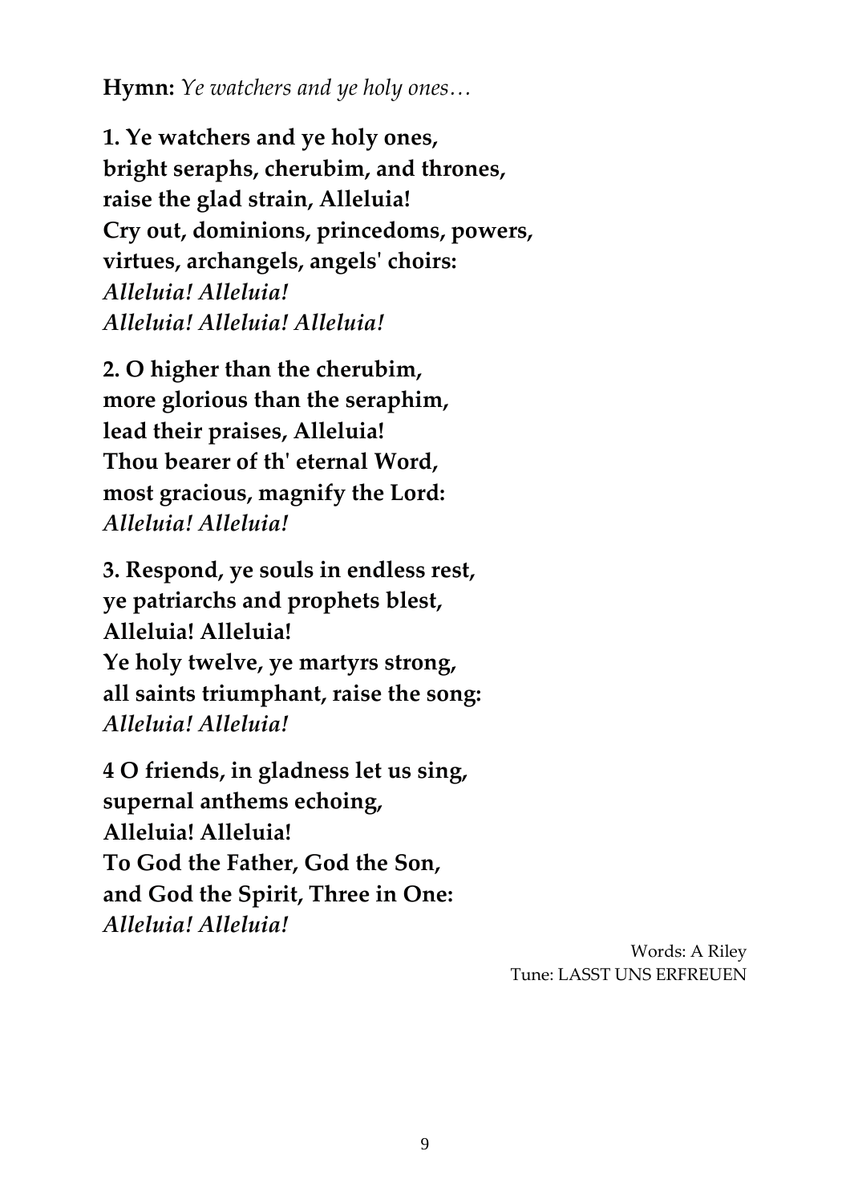**Hymn:** *Ye watchers and ye holy ones…*

**1. Ye watchers and ye holy ones,**
**bright seraphs, cherubim, and thrones,**
**raise the glad strain, Alleluia!**
**Cry out, dominions, princedoms, powers,**
**virtues, archangels, angels' choirs:**
***Alleluia! Alleluia!***
***Alleluia! Alleluia! Alleluia!***

**2. O higher than the cherubim,**
**more glorious than the seraphim,**
**lead their praises, Alleluia!**
**Thou bearer of th' eternal Word,**
**most gracious, magnify the Lord:**
***Alleluia! Alleluia!***

**3. Respond, ye souls in endless rest,**
**ye patriarchs and prophets blest,**
**Alleluia! Alleluia!**
**Ye holy twelve, ye martyrs strong,**
**all saints triumphant, raise the song:**
***Alleluia! Alleluia!***

**4 O friends, in gladness let us sing,**
**supernal anthems echoing,**
**Alleluia! Alleluia!**
**To God the Father, God the Son,**
**and God the Spirit, Three in One:**
***Alleluia! Alleluia!***

Words: A Riley
Tune: LASST UNS ERFREUEN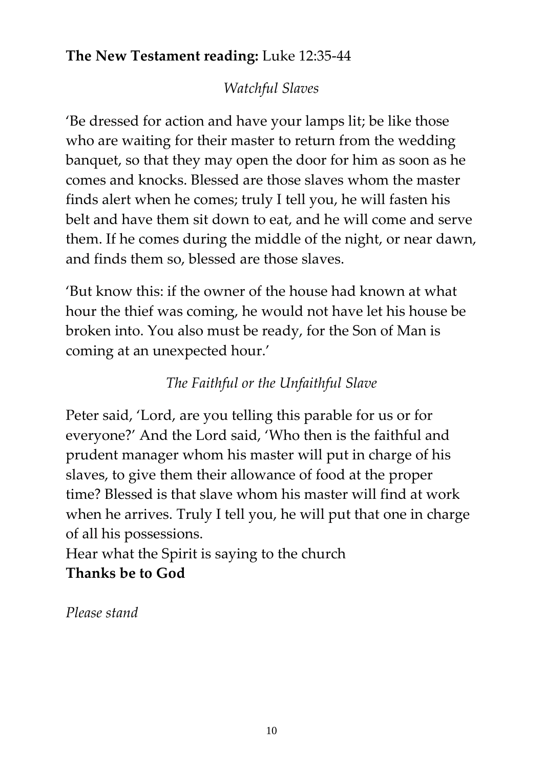**The New Testament reading:** Luke 12:35-44

*Watchful Slaves*

'Be dressed for action and have your lamps lit; be like those who are waiting for their master to return from the wedding banquet, so that they may open the door for him as soon as he comes and knocks. Blessed are those slaves whom the master finds alert when he comes; truly I tell you, he will fasten his belt and have them sit down to eat, and he will come and serve them. If he comes during the middle of the night, or near dawn, and finds them so, blessed are those slaves.

'But know this: if the owner of the house had known at what hour the thief was coming, he would not have let his house be broken into. You also must be ready, for the Son of Man is coming at an unexpected hour.'

*The Faithful or the Unfaithful Slave*

Peter said, 'Lord, are you telling this parable for us or for everyone?' And the Lord said, 'Who then is the faithful and prudent manager whom his master will put in charge of his slaves, to give them their allowance of food at the proper time? Blessed is that slave whom his master will find at work when he arrives. Truly I tell you, he will put that one in charge of all his possessions.
Hear what the Spirit is saying to the church
**Thanks be to God**

*Please stand*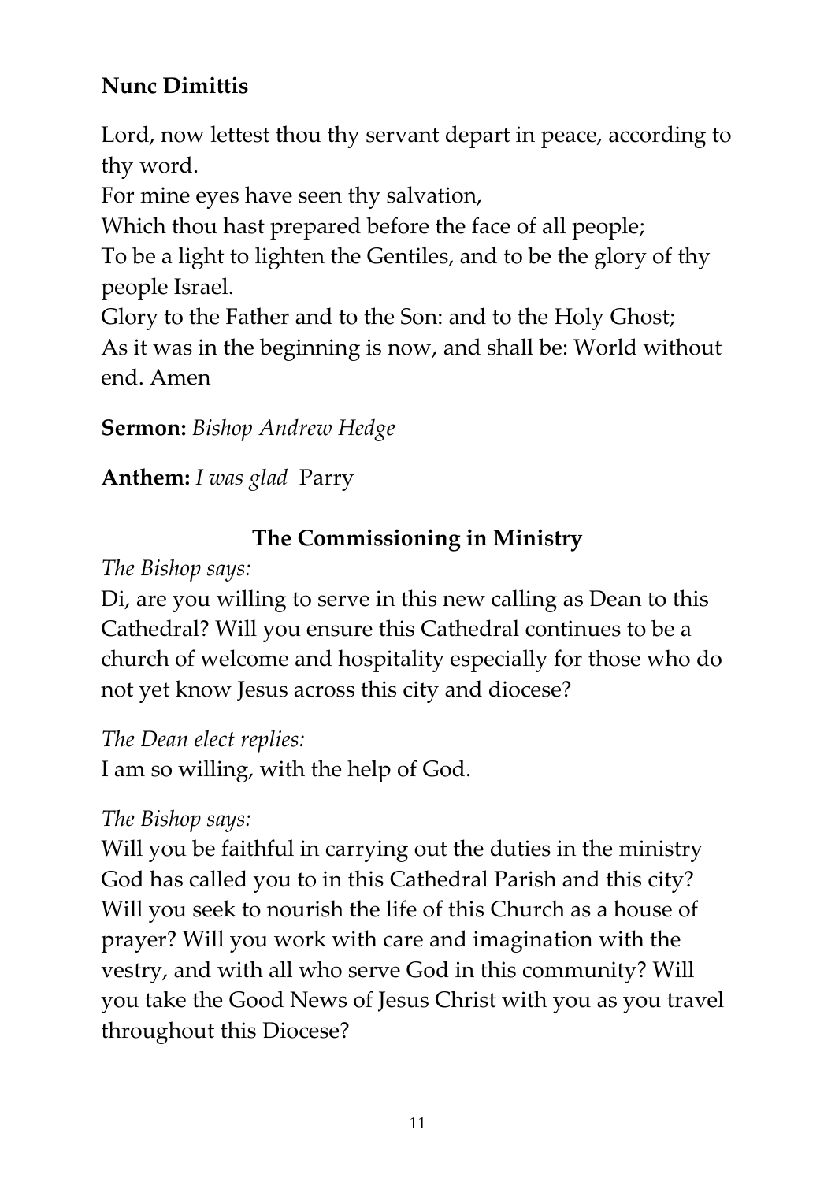**Nunc Dimittis**

Lord, now lettest thou thy servant depart in peace, according to thy word.
For mine eyes have seen thy salvation,
Which thou hast prepared before the face of all people;
To be a light to lighten the Gentiles, and to be the glory of thy people Israel.
Glory to the Father and to the Son: and to the Holy Ghost;
As it was in the beginning is now, and shall be: World without end. Amen

**Sermon:** *Bishop Andrew Hedge*

**Anthem:** *I was glad* Parry

## The Commissioning in Ministry

*The Bishop says:*
Di, are you willing to serve in this new calling as Dean to this Cathedral? Will you ensure this Cathedral continues to be a church of welcome and hospitality especially for those who do not yet know Jesus across this city and diocese?

*The Dean elect replies:*
I am so willing, with the help of God.

*The Bishop says:*
Will you be faithful in carrying out the duties in the ministry God has called you to in this Cathedral Parish and this city? Will you seek to nourish the life of this Church as a house of prayer? Will you work with care and imagination with the vestry, and with all who serve God in this community? Will you take the Good News of Jesus Christ with you as you travel throughout this Diocese?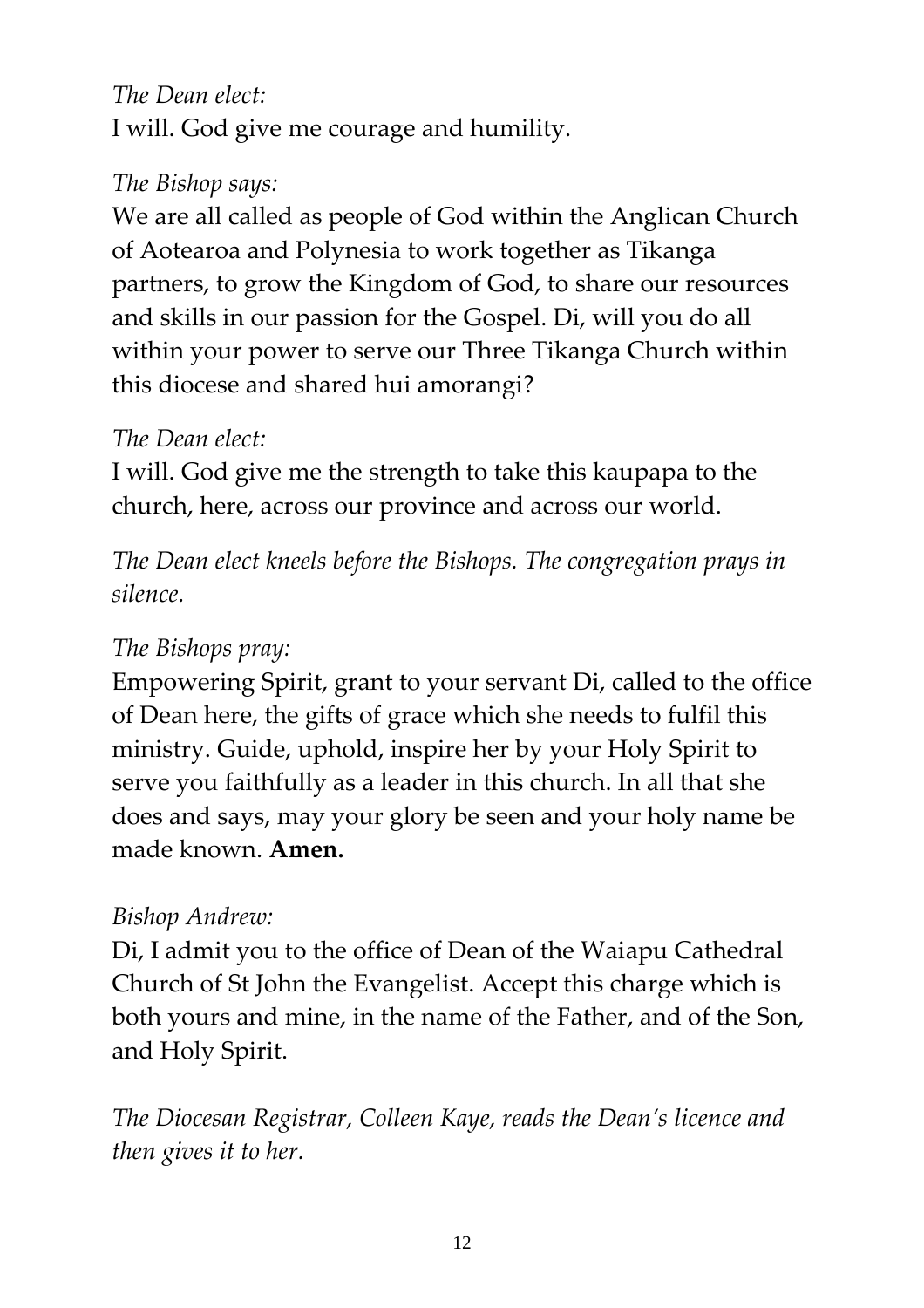*The Dean elect:*
I will. God give me courage and humility.

*The Bishop says:*
We are all called as people of God within the Anglican Church of Aotearoa and Polynesia to work together as Tikanga partners, to grow the Kingdom of God, to share our resources and skills in our passion for the Gospel. Di, will you do all within your power to serve our Three Tikanga Church within this diocese and shared hui amorangi?

*The Dean elect:*
I will. God give me the strength to take this kaupapa to the church, here, across our province and across our world.

*The Dean elect kneels before the Bishops. The congregation prays in silence.*

*The Bishops pray:*
Empowering Spirit, grant to your servant Di, called to the office of Dean here, the gifts of grace which she needs to fulfil this ministry. Guide, uphold, inspire her by your Holy Spirit to serve you faithfully as a leader in this church. In all that she does and says, may your glory be seen and your holy name be made known. **Amen.**

*Bishop Andrew:*
Di, I admit you to the office of Dean of the Waiapu Cathedral Church of St John the Evangelist. Accept this charge which is both yours and mine, in the name of the Father, and of the Son, and Holy Spirit.

*The Diocesan Registrar, Colleen Kaye, reads the Dean's licence and then gives it to her.*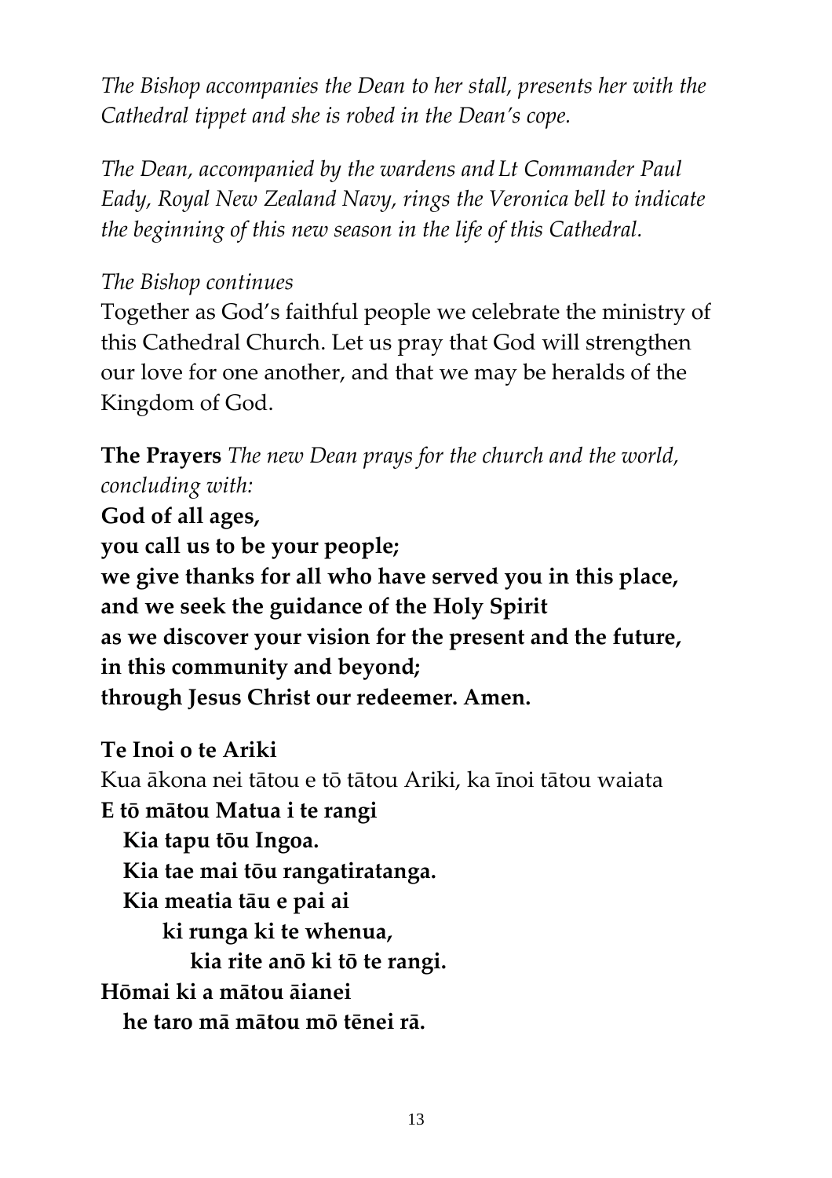*The Bishop accompanies the Dean to her stall, presents her with the Cathedral tippet and she is robed in the Dean's cope.*

*The Dean, accompanied by the wardens and Lt Commander Paul Eady, Royal New Zealand Navy, rings the Veronica bell to indicate the beginning of this new season in the life of this Cathedral.*

*The Bishop continues*

Together as God's faithful people we celebrate the ministry of this Cathedral Church. Let us pray that God will strengthen our love for one another, and that we may be heralds of the Kingdom of God.

**The Prayers** *The new Dean prays for the church and the world, concluding with:*

**God of all ages,**
**you call us to be your people;**
**we give thanks for all who have served you in this place,**
**and we seek the guidance of the Holy Spirit**
**as we discover your vision for the present and the future,**
**in this community and beyond;**
**through Jesus Christ our redeemer. Amen.**

**Te Inoi o te Ariki**

Kua ākona nei tātou e tō tātou Ariki, ka īnoi tātou waiata

**E tō mātou Matua i te rangi**
**Kia tapu tōu Ingoa.**
**Kia tae mai tōu rangatiratanga.**
**Kia meatia tāu e pai ai**
**ki runga ki te whenua,**
**kia rite anō ki tō te rangi.**
**Hōmai ki a mātou āianei**
**he taro mā mātou mō tēnei rā.**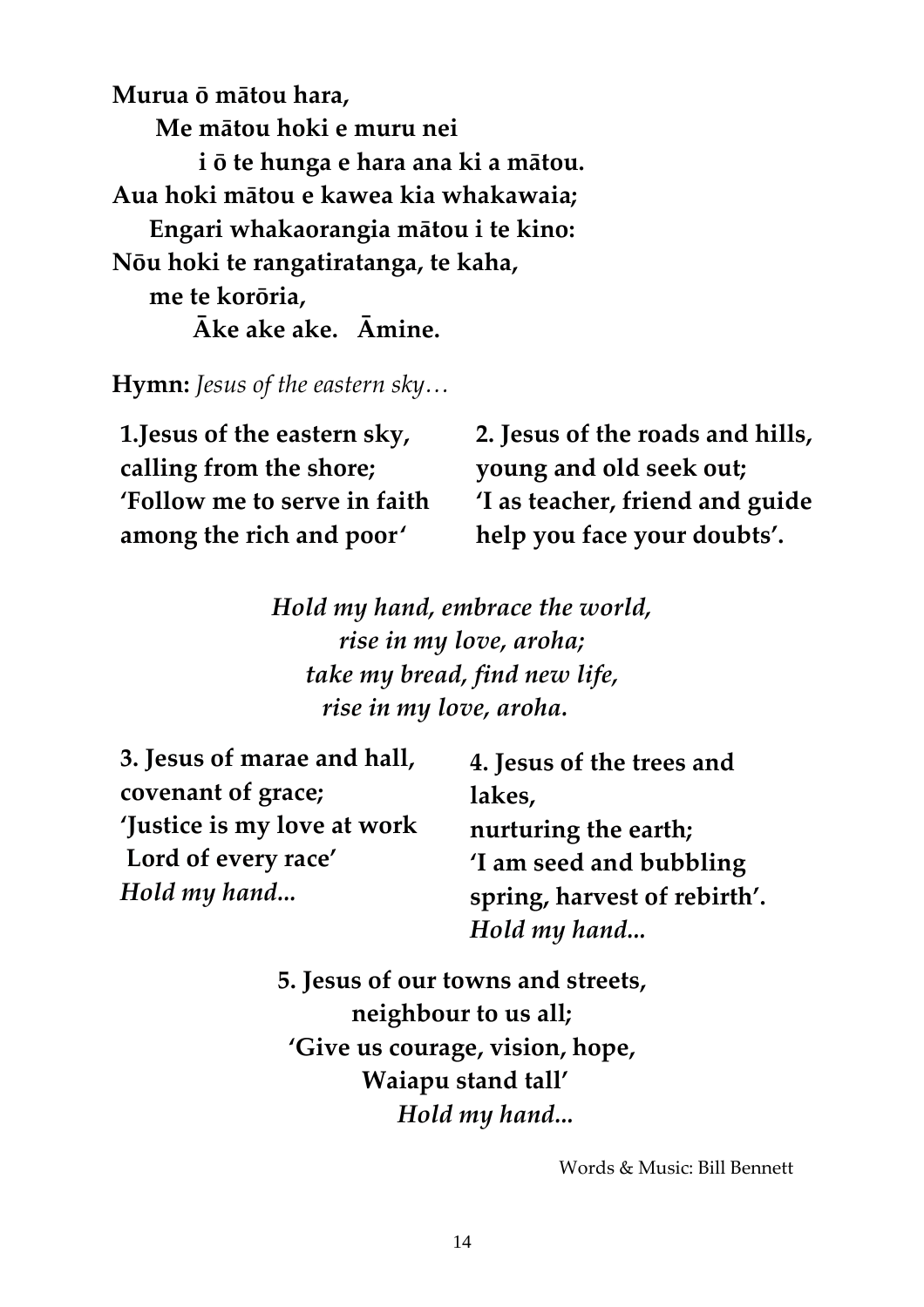**Murua ō mātou hara,**
**Me mātou hoki e muru nei**
**i ō te hunga e hara ana ki a mātou.**
**Aua hoki mātou e kawea kia whakawaia;**
**Engari whakaorangia mātou i te kino:**
**Nōu hoki te rangatiratanga, te kaha,**
**me te korōria,**
**Āke ake ake. Āmine.**

**Hymn:** *Jesus of the eastern sky…*

**1.Jesus of the eastern sky,**
**calling from the shore;**
**'Follow me to serve in faith**
**among the rich and poor'**

**2. Jesus of the roads and hills,**
**young and old seek out;**
**'I as teacher, friend and guide**
**help you face your doubts'.**

*Hold my hand, embrace the world,*
*rise in my love, aroha;*
*take my bread, find new life,*
*rise in my love, aroha.*

**3. Jesus of marae and hall,**
**covenant of grace;**
**'Justice is my love at work**
**Lord of every race'**
*Hold my hand...*

**4. Jesus of the trees and lakes,**
**nurturing the earth;**
**'I am seed and bubbling spring, harvest of rebirth'.**
*Hold my hand...*

**5. Jesus of our towns and streets,**
**neighbour to us all;**
**'Give us courage, vision, hope,**
**Waiapu stand tall'**
*Hold my hand...*

Words & Music: Bill Bennett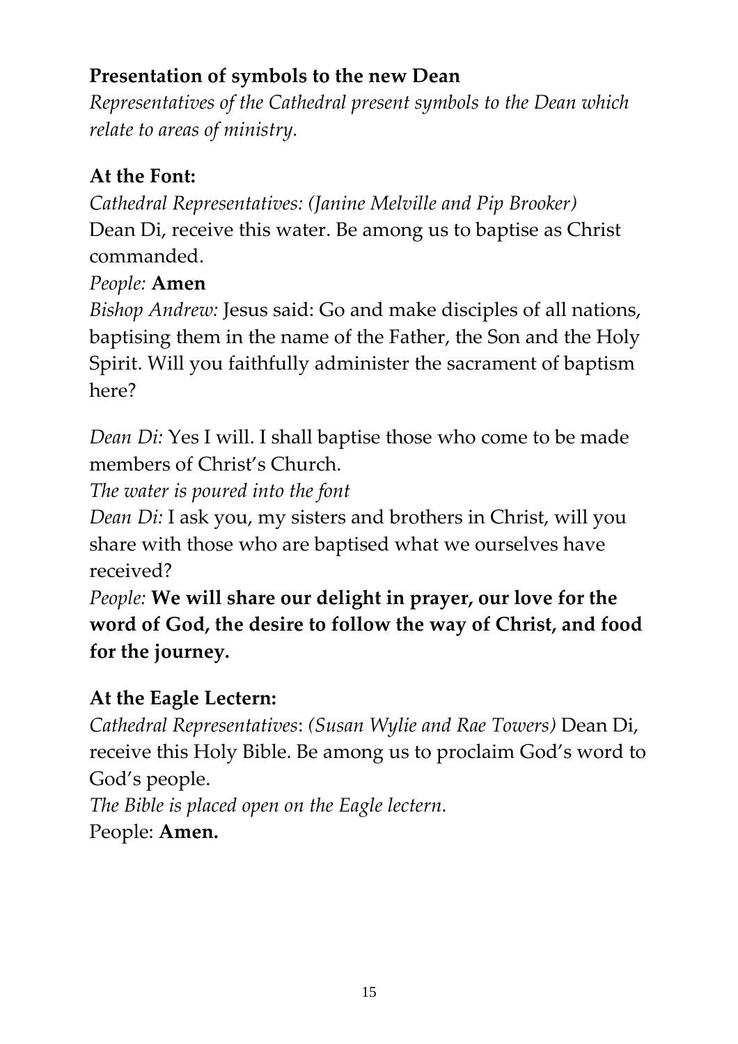**Presentation of symbols to the new Dean**

*Representatives of the Cathedral present symbols to the Dean which relate to areas of ministry.*

**At the Font:**

*Cathedral Representatives: (Janine Melville and Pip Brooker)*
Dean Di, receive this water. Be among us to baptise as Christ commanded.

*People:* **Amen**

*Bishop Andrew:* Jesus said: Go and make disciples of all nations, baptising them in the name of the Father, the Son and the Holy Spirit. Will you faithfully administer the sacrament of baptism here?

*Dean Di:* Yes I will. I shall baptise those who come to be made members of Christ's Church.

*The water is poured into the font*

*Dean Di:* I ask you, my sisters and brothers in Christ, will you share with those who are baptised what we ourselves have received?

*People:* **We will share our delight in prayer, our love for the word of God, the desire to follow the way of Christ, and food for the journey.**

**At the Eagle Lectern:**

*Cathedral Representatives*: *(Susan Wylie and Rae Towers)* Dean Di, receive this Holy Bible. Be among us to proclaim God's word to God's people.

*The Bible is placed open on the Eagle lectern.*

People: **Amen.**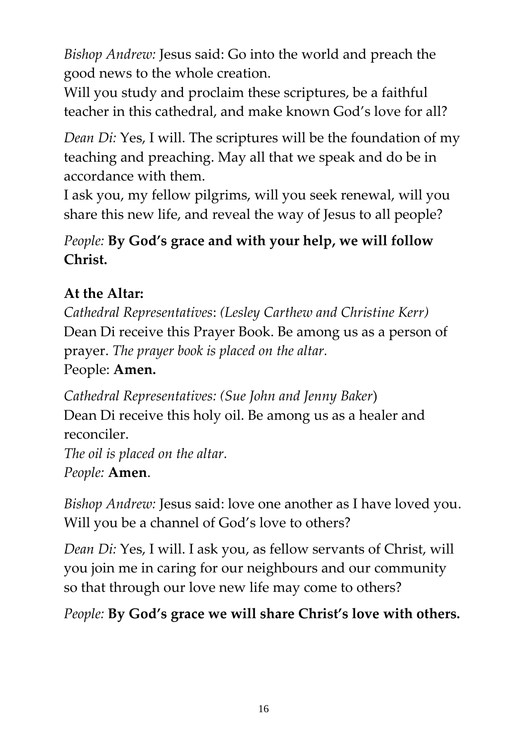*Bishop Andrew:* Jesus said: Go into the world and preach the good news to the whole creation.
Will you study and proclaim these scriptures, be a faithful teacher in this cathedral, and make known God's love for all?

*Dean Di:* Yes, I will. The scriptures will be the foundation of my teaching and preaching. May all that we speak and do be in accordance with them.
I ask you, my fellow pilgrims, will you seek renewal, will you share this new life, and reveal the way of Jesus to all people?

*People:* **By God's grace and with your help, we will follow Christ.**

**At the Altar:**

*Cathedral Representatives*: *(Lesley Carthew and Christine Kerr)*
Dean Di receive this Prayer Book. Be among us as a person of prayer. *The prayer book is placed on the altar.*
People: **Amen.**

*Cathedral Representatives: (Sue John and Jenny Baker*)
Dean Di receive this holy oil. Be among us as a healer and reconciler.
*The oil is placed on the altar.*
*People:* **Amen**.

*Bishop Andrew:* Jesus said: love one another as I have loved you. Will you be a channel of God's love to others?

*Dean Di:* Yes, I will. I ask you, as fellow servants of Christ, will you join me in caring for our neighbours and our community so that through our love new life may come to others?

*People:* **By God's grace we will share Christ's love with others.**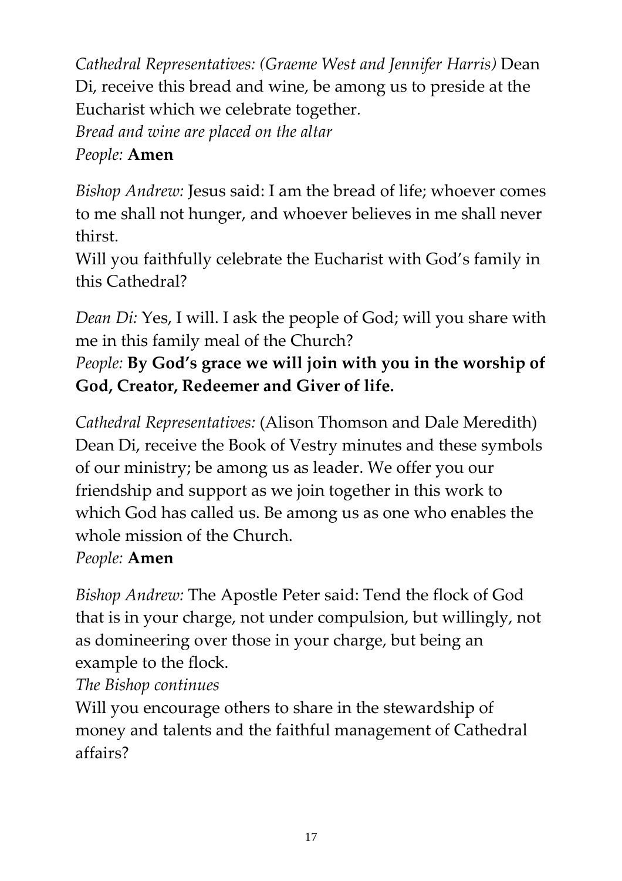*Cathedral Representatives: (Graeme West and Jennifer Harris)* Dean Di, receive this bread and wine, be among us to preside at the Eucharist which we celebrate together.
*Bread and wine are placed on the altar*
*People:* **Amen**

*Bishop Andrew:* Jesus said: I am the bread of life; whoever comes to me shall not hunger, and whoever believes in me shall never thirst.
Will you faithfully celebrate the Eucharist with God's family in this Cathedral?

*Dean Di:* Yes, I will. I ask the people of God; will you share with me in this family meal of the Church?
*People:* **By God's grace we will join with you in the worship of God, Creator, Redeemer and Giver of life.**

*Cathedral Representatives:* (Alison Thomson and Dale Meredith) Dean Di, receive the Book of Vestry minutes and these symbols of our ministry; be among us as leader. We offer you our friendship and support as we join together in this work to which God has called us. Be among us as one who enables the whole mission of the Church.
*People:* **Amen**

*Bishop Andrew:* The Apostle Peter said: Tend the flock of God that is in your charge, not under compulsion, but willingly, not as domineering over those in your charge, but being an example to the flock.
*The Bishop continues*
Will you encourage others to share in the stewardship of money and talents and the faithful management of Cathedral affairs?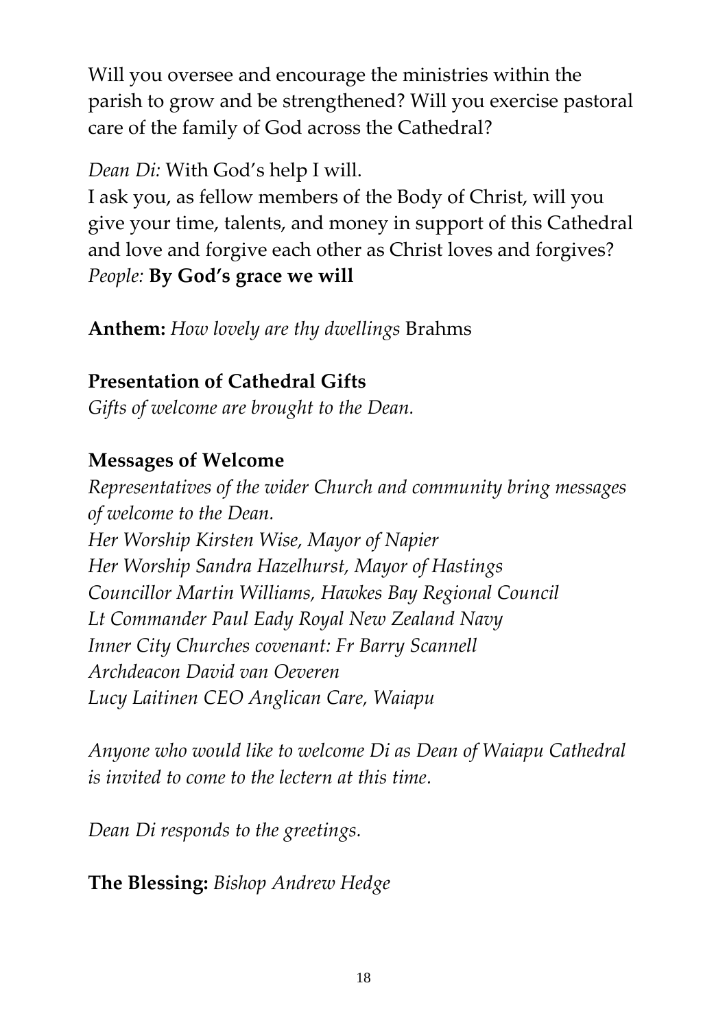Will you oversee and encourage the ministries within the parish to grow and be strengthened? Will you exercise pastoral care of the family of God across the Cathedral?

*Dean Di:* With God's help I will.
I ask you, as fellow members of the Body of Christ, will you give your time, talents, and money in support of this Cathedral and love and forgive each other as Christ loves and forgives?
*People:* **By God's grace we will**

**Anthem:** *How lovely are thy dwellings* Brahms

**Presentation of Cathedral Gifts**
*Gifts of welcome are brought to the Dean.*

**Messages of Welcome**
*Representatives of the wider Church and community bring messages of welcome to the Dean.*
*Her Worship Kirsten Wise, Mayor of Napier*
*Her Worship Sandra Hazelhurst, Mayor of Hastings*
*Councillor Martin Williams, Hawkes Bay Regional Council*
*Lt Commander Paul Eady Royal New Zealand Navy*
*Inner City Churches covenant: Fr Barry Scannell*
*Archdeacon David van Oeveren*
*Lucy Laitinen CEO Anglican Care, Waiapu*

*Anyone who would like to welcome Di as Dean of Waiapu Cathedral is invited to come to the lectern at this time.*

*Dean Di responds to the greetings.*

**The Blessing:** *Bishop Andrew Hedge*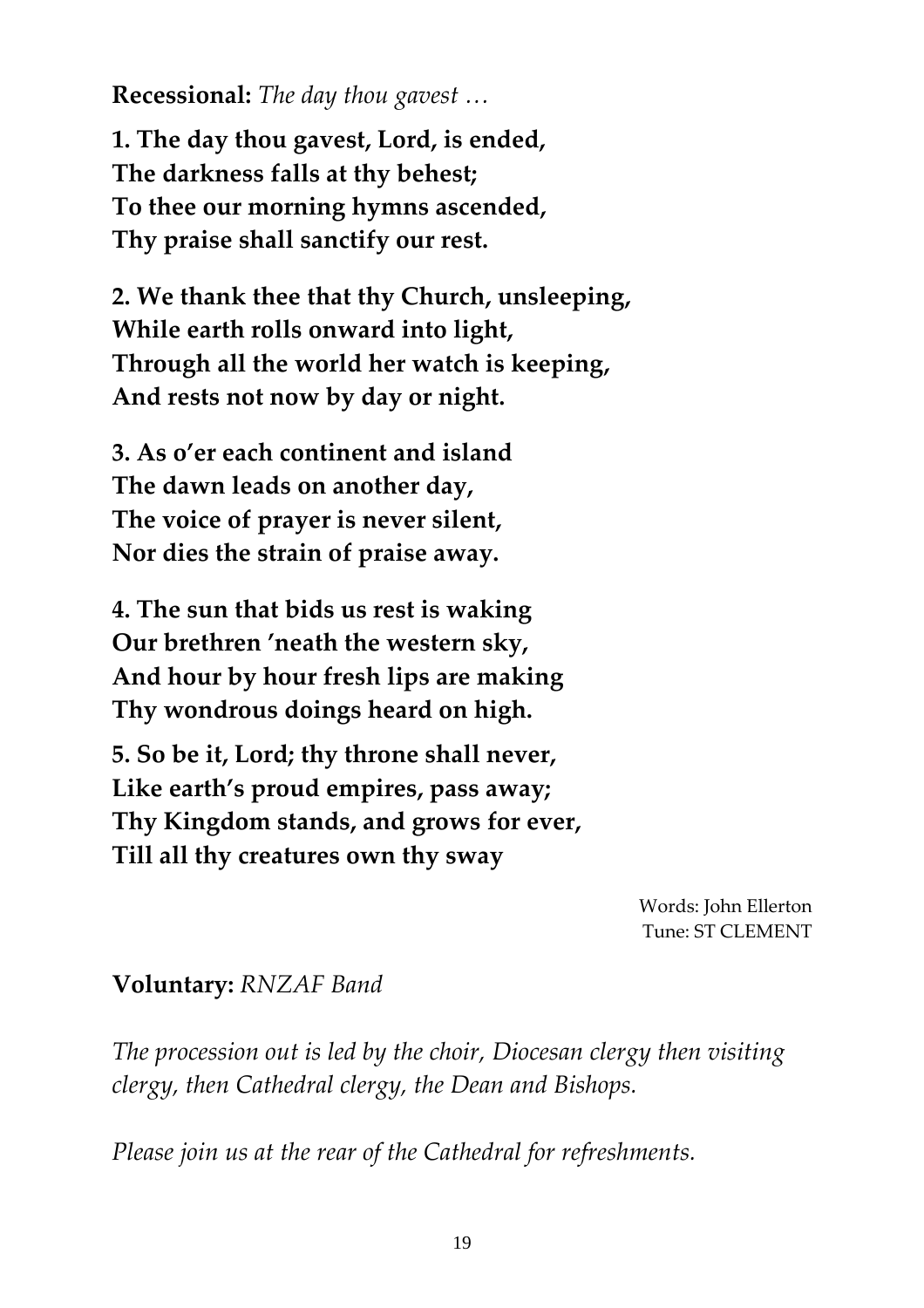**Recessional:** *The day thou gavest …*

**1. The day thou gavest, Lord, is ended,**
**The darkness falls at thy behest;**
**To thee our morning hymns ascended,**
**Thy praise shall sanctify our rest.**

**2. We thank thee that thy Church, unsleeping,**
**While earth rolls onward into light,**
**Through all the world her watch is keeping,**
**And rests not now by day or night.**

**3. As o'er each continent and island**
**The dawn leads on another day,**
**The voice of prayer is never silent,**
**Nor dies the strain of praise away.**

**4. The sun that bids us rest is waking**
**Our brethren 'neath the western sky,**
**And hour by hour fresh lips are making**
**Thy wondrous doings heard on high.**

**5. So be it, Lord; thy throne shall never,**
**Like earth's proud empires, pass away;**
**Thy Kingdom stands, and grows for ever,**
**Till all thy creatures own thy sway**

Words: John Ellerton
Tune: ST CLEMENT

**Voluntary:** *RNZAF Band*

*The procession out is led by the choir, Diocesan clergy then visiting clergy, then Cathedral clergy, the Dean and Bishops.*

*Please join us at the rear of the Cathedral for refreshments.*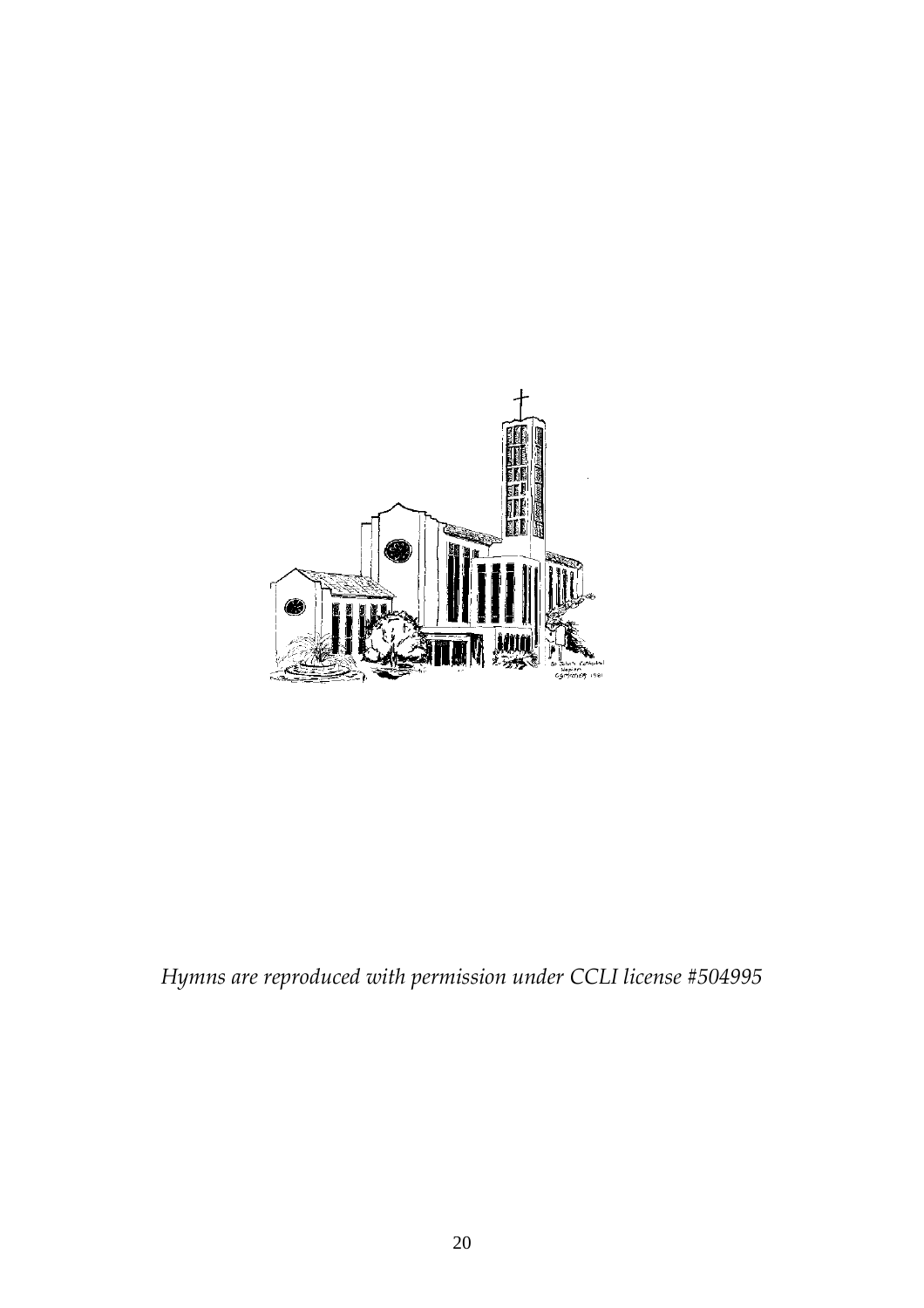*Hymns are reproduced with permission under CCLI license #504995*